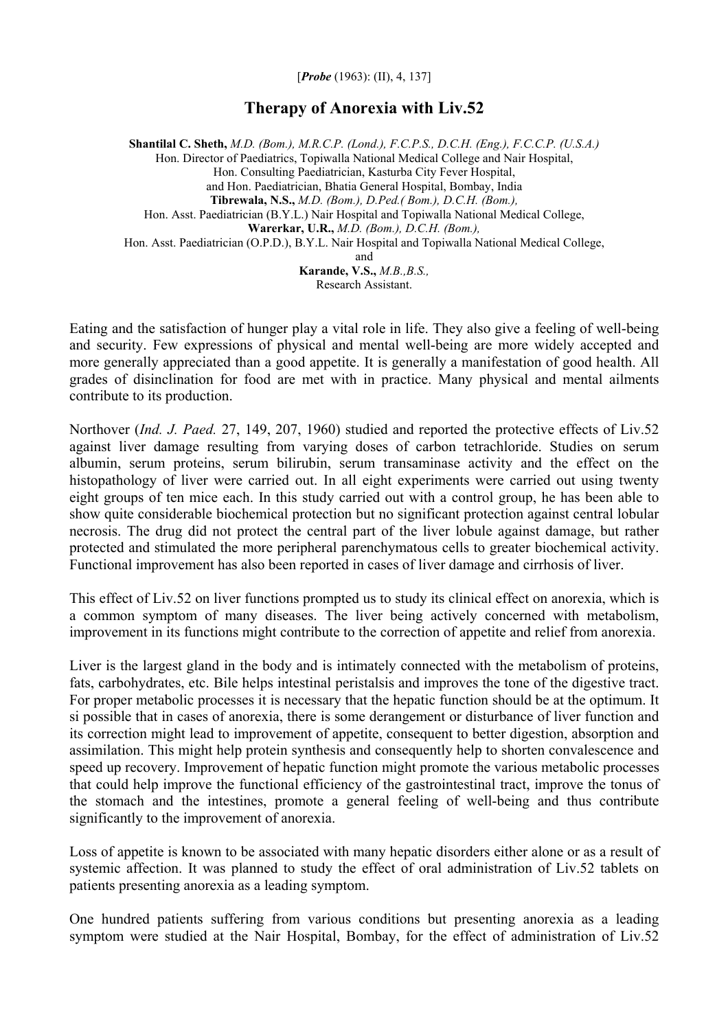[*Probe* (1963): (II), 4, 137]

# Therapy of Anorexia with Liv.52

**Shantilal C. Sheth,** *M.D. (Bom.), M.R.C.P. (Lond.), F.C.P.S., D.C.H. (Eng.), F.C.C.P. (U.S.A.)*
Hon. Director of Paediatrics, Topiwalla National Medical College and Nair Hospital,
Hon. Consulting Paediatrician, Kasturba City Fever Hospital,
and Hon. Paediatrician, Bhatia General Hospital, Bombay, India
**Tibrewala, N.S.,** *M.D. (Bom.), D.Ped.( Bom.), D.C.H. (Bom.),*
Hon. Asst. Paediatrician (B.Y.L.) Nair Hospital and Topiwalla National Medical College,
**Warerkar, U.R.,** *M.D. (Bom.), D.C.H. (Bom.),*
Hon. Asst. Paediatrician (O.P.D.), B.Y.L. Nair Hospital and Topiwalla National Medical College,
and
**Karande, V.S.,** *M.B.,B.S.,*
Research Assistant.

Eating and the satisfaction of hunger play a vital role in life. They also give a feeling of well-being and security. Few expressions of physical and mental well-being are more widely accepted and more generally appreciated than a good appetite. It is generally a manifestation of good health. All grades of disinclination for food are met with in practice. Many physical and mental ailments contribute to its production.

Northover (*Ind. J. Paed.* 27, 149, 207, 1960) studied and reported the protective effects of Liv.52 against liver damage resulting from varying doses of carbon tetrachloride. Studies on serum albumin, serum proteins, serum bilirubin, serum transaminase activity and the effect on the histopathology of liver were carried out. In all eight experiments were carried out using twenty eight groups of ten mice each. In this study carried out with a control group, he has been able to show quite considerable biochemical protection but no significant protection against central lobular necrosis. The drug did not protect the central part of the liver lobule against damage, but rather protected and stimulated the more peripheral parenchymatous cells to greater biochemical activity. Functional improvement has also been reported in cases of liver damage and cirrhosis of liver.

This effect of Liv.52 on liver functions prompted us to study its clinical effect on anorexia, which is a common symptom of many diseases. The liver being actively concerned with metabolism, improvement in its functions might contribute to the correction of appetite and relief from anorexia.

Liver is the largest gland in the body and is intimately connected with the metabolism of proteins, fats, carbohydrates, etc. Bile helps intestinal peristalsis and improves the tone of the digestive tract. For proper metabolic processes it is necessary that the hepatic function should be at the optimum. It si possible that in cases of anorexia, there is some derangement or disturbance of liver function and its correction might lead to improvement of appetite, consequent to better digestion, absorption and assimilation. This might help protein synthesis and consequently help to shorten convalescence and speed up recovery. Improvement of hepatic function might promote the various metabolic processes that could help improve the functional efficiency of the gastrointestinal tract, improve the tonus of the stomach and the intestines, promote a general feeling of well-being and thus contribute significantly to the improvement of anorexia.

Loss of appetite is known to be associated with many hepatic disorders either alone or as a result of systemic affection. It was planned to study the effect of oral administration of Liv.52 tablets on patients presenting anorexia as a leading symptom.

One hundred patients suffering from various conditions but presenting anorexia as a leading symptom were studied at the Nair Hospital, Bombay, for the effect of administration of Liv.52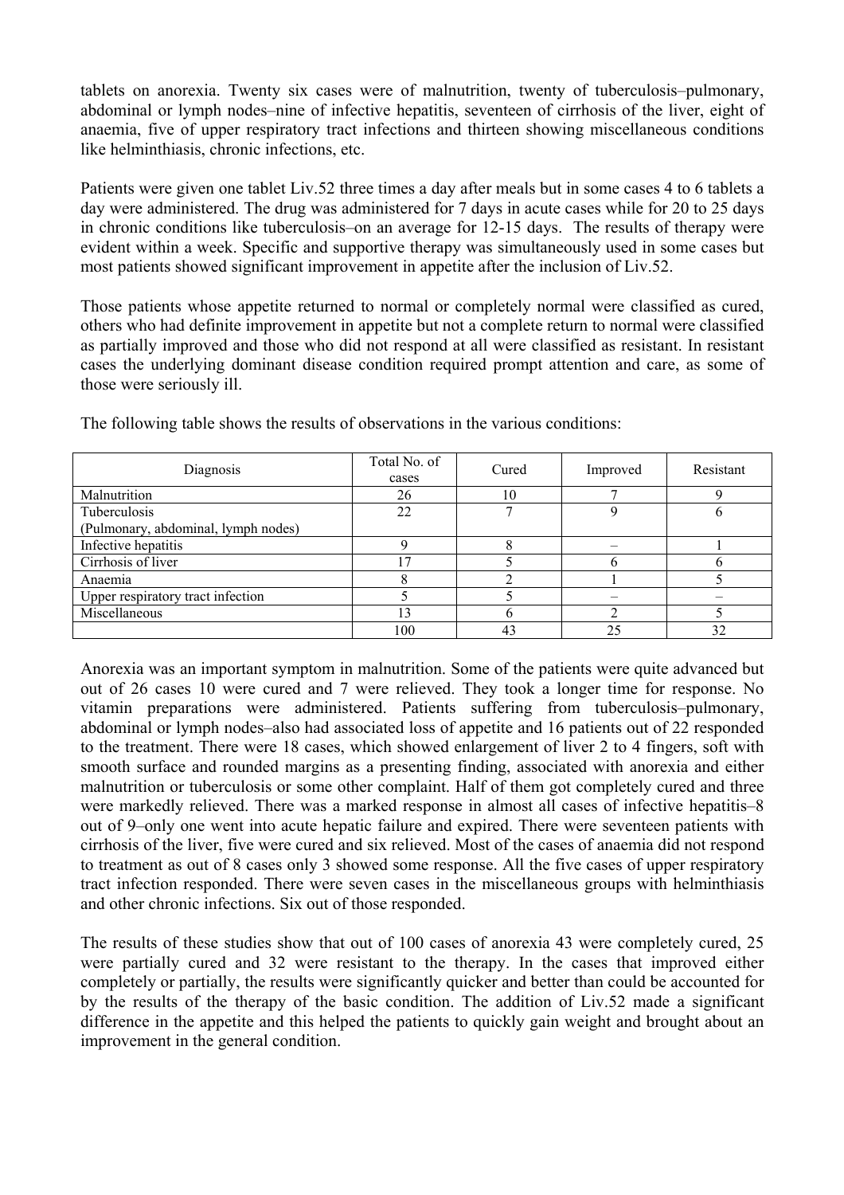tablets on anorexia. Twenty six cases were of malnutrition, twenty of tuberculosis–pulmonary, abdominal or lymph nodes–nine of infective hepatitis, seventeen of cirrhosis of the liver, eight of anaemia, five of upper respiratory tract infections and thirteen showing miscellaneous conditions like helminthiasis, chronic infections, etc.

Patients were given one tablet Liv.52 three times a day after meals but in some cases 4 to 6 tablets a day were administered. The drug was administered for 7 days in acute cases while for 20 to 25 days in chronic conditions like tuberculosis–on an average for 12-15 days. The results of therapy were evident within a week. Specific and supportive therapy was simultaneously used in some cases but most patients showed significant improvement in appetite after the inclusion of Liv.52.

Those patients whose appetite returned to normal or completely normal were classified as cured, others who had definite improvement in appetite but not a complete return to normal were classified as partially improved and those who did not respond at all were classified as resistant. In resistant cases the underlying dominant disease condition required prompt attention and care, as some of those were seriously ill.

The following table shows the results of observations in the various conditions:

| Diagnosis | Total No. of cases | Cured | Improved | Resistant |
|---|---|---|---|---|
| Malnutrition | 26 | 10 | 7 | 9 |
| Tuberculosis (Pulmonary, abdominal, lymph nodes) | 22 | 7 | 9 | 6 |
| Infective hepatitis | 9 | 8 | – | 1 |
| Cirrhosis of liver | 17 | 5 | 6 | 6 |
| Anaemia | 8 | 2 | 1 | 5 |
| Upper respiratory tract infection | 5 | 5 | – | – |
| Miscellaneous | 13 | 6 | 2 | 5 |
| | 100 | 43 | 25 | 32 |

Anorexia was an important symptom in malnutrition. Some of the patients were quite advanced but out of 26 cases 10 were cured and 7 were relieved. They took a longer time for response. No vitamin preparations were administered. Patients suffering from tuberculosis–pulmonary, abdominal or lymph nodes–also had associated loss of appetite and 16 patients out of 22 responded to the treatment. There were 18 cases, which showed enlargement of liver 2 to 4 fingers, soft with smooth surface and rounded margins as a presenting finding, associated with anorexia and either malnutrition or tuberculosis or some other complaint. Half of them got completely cured and three were markedly relieved. There was a marked response in almost all cases of infective hepatitis–8 out of 9–only one went into acute hepatic failure and expired. There were seventeen patients with cirrhosis of the liver, five were cured and six relieved. Most of the cases of anaemia did not respond to treatment as out of 8 cases only 3 showed some response. All the five cases of upper respiratory tract infection responded. There were seven cases in the miscellaneous groups with helminthiasis and other chronic infections. Six out of those responded.

The results of these studies show that out of 100 cases of anorexia 43 were completely cured, 25 were partially cured and 32 were resistant to the therapy. In the cases that improved either completely or partially, the results were significantly quicker and better than could be accounted for by the results of the therapy of the basic condition. The addition of Liv.52 made a significant difference in the appetite and this helped the patients to quickly gain weight and brought about an improvement in the general condition.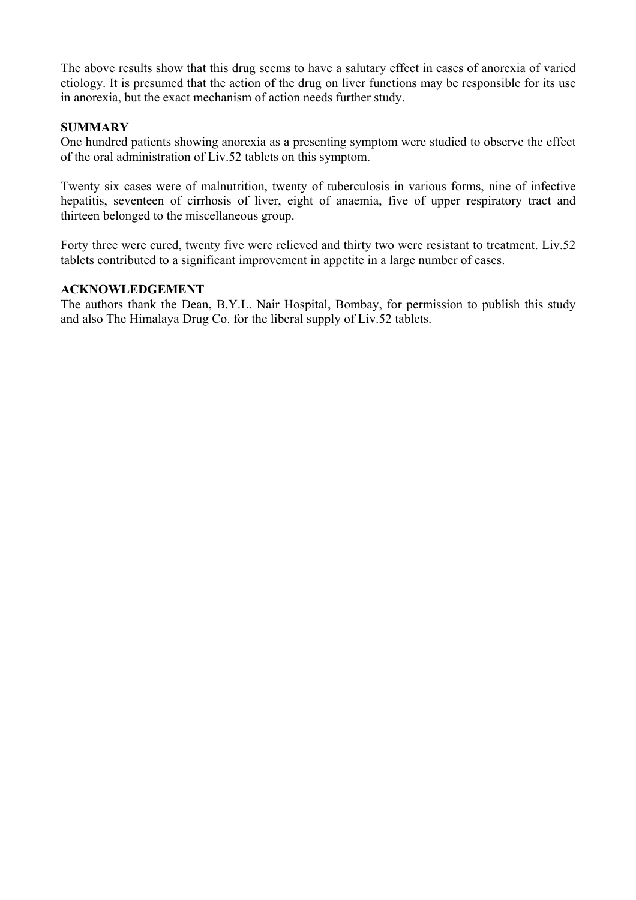The above results show that this drug seems to have a salutary effect in cases of anorexia of varied etiology. It is presumed that the action of the drug on liver functions may be responsible for its use in anorexia, but the exact mechanism of action needs further study.

## SUMMARY

One hundred patients showing anorexia as a presenting symptom were studied to observe the effect of the oral administration of Liv.52 tablets on this symptom.

Twenty six cases were of malnutrition, twenty of tuberculosis in various forms, nine of infective hepatitis, seventeen of cirrhosis of liver, eight of anaemia, five of upper respiratory tract and thirteen belonged to the miscellaneous group.

Forty three were cured, twenty five were relieved and thirty two were resistant to treatment. Liv.52 tablets contributed to a significant improvement in appetite in a large number of cases.

## ACKNOWLEDGEMENT

The authors thank the Dean, B.Y.L. Nair Hospital, Bombay, for permission to publish this study and also The Himalaya Drug Co. for the liberal supply of Liv.52 tablets.